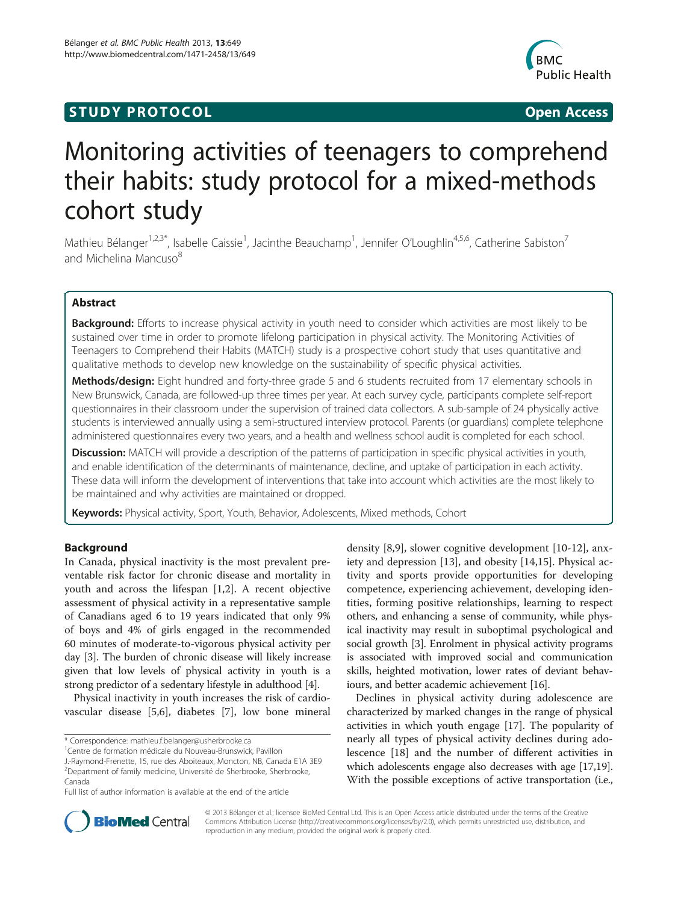STUDY PROTOCOL Open Access

# Monitoring activities of teenagers to comprehend their habits: study protocol for a mixed-methods cohort study

Mathieu Bélanger[1,2,3*], Isabelle Caissie[1], Jacinthe Beauchamp[1], Jennifer O'Loughlin[4,5,6], Catherine Sabiston[7] and Michelina Mancuso[8]

## Abstract

**Background:** Efforts to increase physical activity in youth need to consider which activities are most likely to be sustained over time in order to promote lifelong participation in physical activity. The Monitoring Activities of Teenagers to Comprehend their Habits (MATCH) study is a prospective cohort study that uses quantitative and qualitative methods to develop new knowledge on the sustainability of specific physical activities.

**Methods/design:** Eight hundred and forty-three grade 5 and 6 students recruited from 17 elementary schools in New Brunswick, Canada, are followed-up three times per year. At each survey cycle, participants complete self-report questionnaires in their classroom under the supervision of trained data collectors. A sub-sample of 24 physically active students is interviewed annually using a semi-structured interview protocol. Parents (or guardians) complete telephone administered questionnaires every two years, and a health and wellness school audit is completed for each school.

**Discussion:** MATCH will provide a description of the patterns of participation in specific physical activities in youth, and enable identification of the determinants of maintenance, decline, and uptake of participation in each activity. These data will inform the development of interventions that take into account which activities are the most likely to be maintained and why activities are maintained or dropped.

**Keywords:** Physical activity, Sport, Youth, Behavior, Adolescents, Mixed methods, Cohort

## Background

In Canada, physical inactivity is the most prevalent preventable risk factor for chronic disease and mortality in youth and across the lifespan [1,2]. A recent objective assessment of physical activity in a representative sample of Canadians aged 6 to 19 years indicated that only 9% of boys and 4% of girls engaged in the recommended 60 minutes of moderate-to-vigorous physical activity per day [3]. The burden of chronic disease will likely increase given that low levels of physical activity in youth is a strong predictor of a sedentary lifestyle in adulthood [4].

Physical inactivity in youth increases the risk of cardiovascular disease [5,6], diabetes [7], low bone mineral density [8,9], slower cognitive development [10-12], anxiety and depression [13], and obesity [14,15]. Physical activity and sports provide opportunities for developing competence, experiencing achievement, developing identities, forming positive relationships, learning to respect others, and enhancing a sense of community, while physical inactivity may result in suboptimal psychological and social growth [3]. Enrolment in physical activity programs is associated with improved social and communication skills, heighted motivation, lower rates of deviant behaviours, and better academic achievement [16].

Declines in physical activity during adolescence are characterized by marked changes in the range of physical activities in which youth engage [17]. The popularity of nearly all types of physical activity declines during adolescence [18] and the number of different activities in which adolescents engage also decreases with age [17,19]. With the possible exceptions of active transportation (i.e.,

\* Correspondence: mathieu.f.belanger@usherbrooke.ca
[1]Centre de formation médicale du Nouveau-Brunswick, Pavillon J.-Raymond-Frenette, 15, rue des Aboiteaux, Moncton, NB, Canada E1A 3E9
[2]Department of family medicine, Université de Sherbrooke, Sherbrooke, Canada
Full list of author information is available at the end of the article

© 2013 Bélanger et al.; licensee BioMed Central Ltd. This is an Open Access article distributed under the terms of the Creative Commons Attribution License (http://creativecommons.org/licenses/by/2.0), which permits unrestricted use, distribution, and reproduction in any medium, provided the original work is properly cited.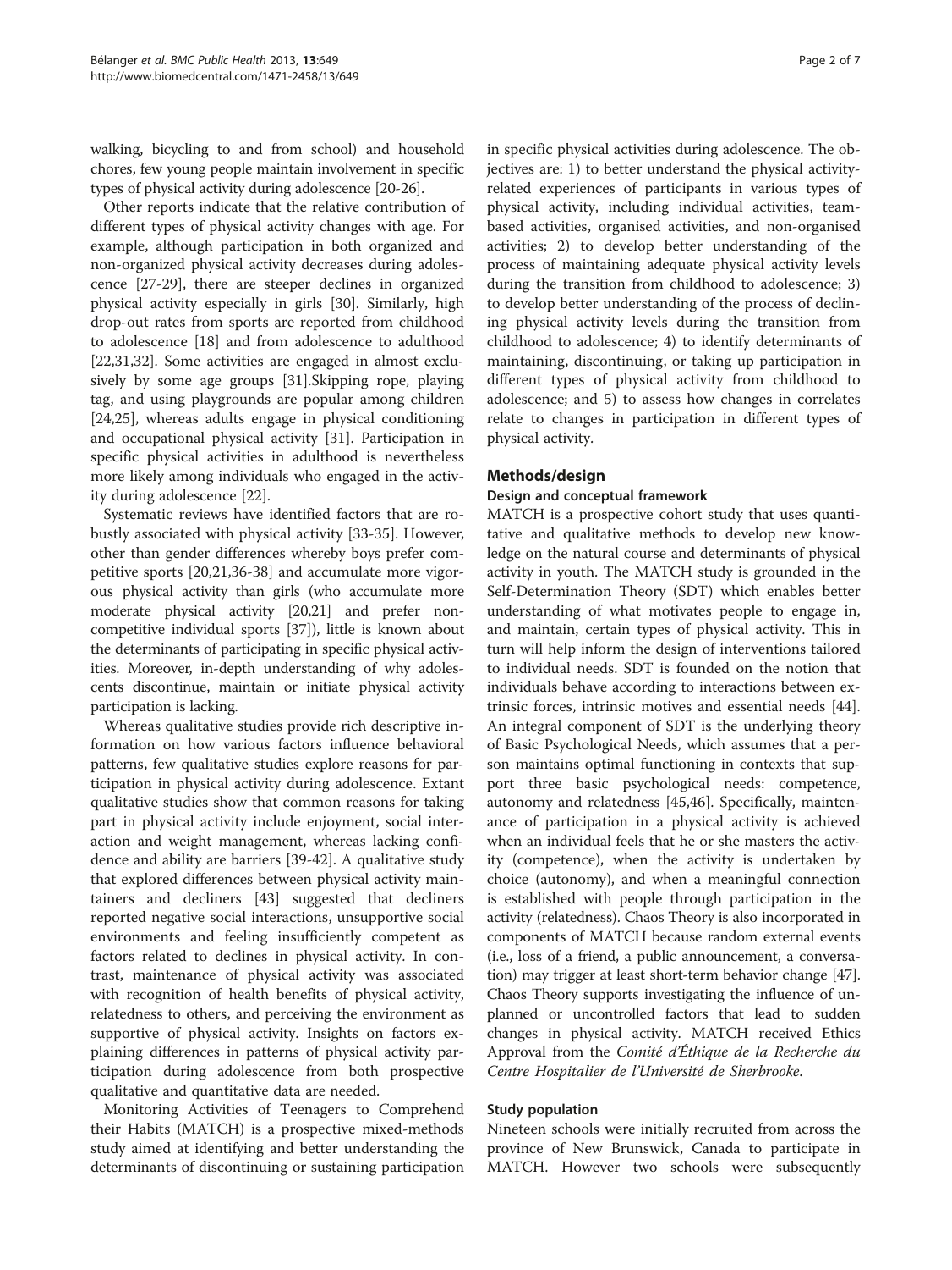walking, bicycling to and from school) and household chores, few young people maintain involvement in specific types of physical activity during adolescence [20-26].

Other reports indicate that the relative contribution of different types of physical activity changes with age. For example, although participation in both organized and non-organized physical activity decreases during adolescence [27-29], there are steeper declines in organized physical activity especially in girls [30]. Similarly, high drop-out rates from sports are reported from childhood to adolescence [18] and from adolescence to adulthood [22,31,32]. Some activities are engaged in almost exclusively by some age groups [31].Skipping rope, playing tag, and using playgrounds are popular among children [24,25], whereas adults engage in physical conditioning and occupational physical activity [31]. Participation in specific physical activities in adulthood is nevertheless more likely among individuals who engaged in the activity during adolescence [22].

Systematic reviews have identified factors that are robustly associated with physical activity [33-35]. However, other than gender differences whereby boys prefer competitive sports [20,21,36-38] and accumulate more vigorous physical activity than girls (who accumulate more moderate physical activity [20,21] and prefer non-competitive individual sports [37]), little is known about the determinants of participating in specific physical activities. Moreover, in-depth understanding of why adolescents discontinue, maintain or initiate physical activity participation is lacking.

Whereas qualitative studies provide rich descriptive information on how various factors influence behavioral patterns, few qualitative studies explore reasons for participation in physical activity during adolescence. Extant qualitative studies show that common reasons for taking part in physical activity include enjoyment, social interaction and weight management, whereas lacking confidence and ability are barriers [39-42]. A qualitative study that explored differences between physical activity maintainers and decliners [43] suggested that decliners reported negative social interactions, unsupportive social environments and feeling insufficiently competent as factors related to declines in physical activity. In contrast, maintenance of physical activity was associated with recognition of health benefits of physical activity, relatedness to others, and perceiving the environment as supportive of physical activity. Insights on factors explaining differences in patterns of physical activity participation during adolescence from both prospective qualitative and quantitative data are needed.

Monitoring Activities of Teenagers to Comprehend their Habits (MATCH) is a prospective mixed-methods study aimed at identifying and better understanding the determinants of discontinuing or sustaining participation in specific physical activities during adolescence. The objectives are: 1) to better understand the physical activity-related experiences of participants in various types of physical activity, including individual activities, team-based activities, organised activities, and non-organised activities; 2) to develop better understanding of the process of maintaining adequate physical activity levels during the transition from childhood to adolescence; 3) to develop better understanding of the process of declining physical activity levels during the transition from childhood to adolescence; 4) to identify determinants of maintaining, discontinuing, or taking up participation in different types of physical activity from childhood to adolescence; and 5) to assess how changes in correlates relate to changes in participation in different types of physical activity.

## Methods/design

### Design and conceptual framework

MATCH is a prospective cohort study that uses quantitative and qualitative methods to develop new knowledge on the natural course and determinants of physical activity in youth. The MATCH study is grounded in the Self-Determination Theory (SDT) which enables better understanding of what motivates people to engage in, and maintain, certain types of physical activity. This in turn will help inform the design of interventions tailored to individual needs. SDT is founded on the notion that individuals behave according to interactions between extrinsic forces, intrinsic motives and essential needs [44]. An integral component of SDT is the underlying theory of Basic Psychological Needs, which assumes that a person maintains optimal functioning in contexts that support three basic psychological needs: competence, autonomy and relatedness [45,46]. Specifically, maintenance of participation in a physical activity is achieved when an individual feels that he or she masters the activity (competence), when the activity is undertaken by choice (autonomy), and when a meaningful connection is established with people through participation in the activity (relatedness). Chaos Theory is also incorporated in components of MATCH because random external events (i.e., loss of a friend, a public announcement, a conversation) may trigger at least short-term behavior change [47]. Chaos Theory supports investigating the influence of unplanned or uncontrolled factors that lead to sudden changes in physical activity. MATCH received Ethics Approval from the *Comité d'Éthique de la Recherche du Centre Hospitalier de l'Université de Sherbrooke.*

### Study population

Nineteen schools were initially recruited from across the province of New Brunswick, Canada to participate in MATCH. However two schools were subsequently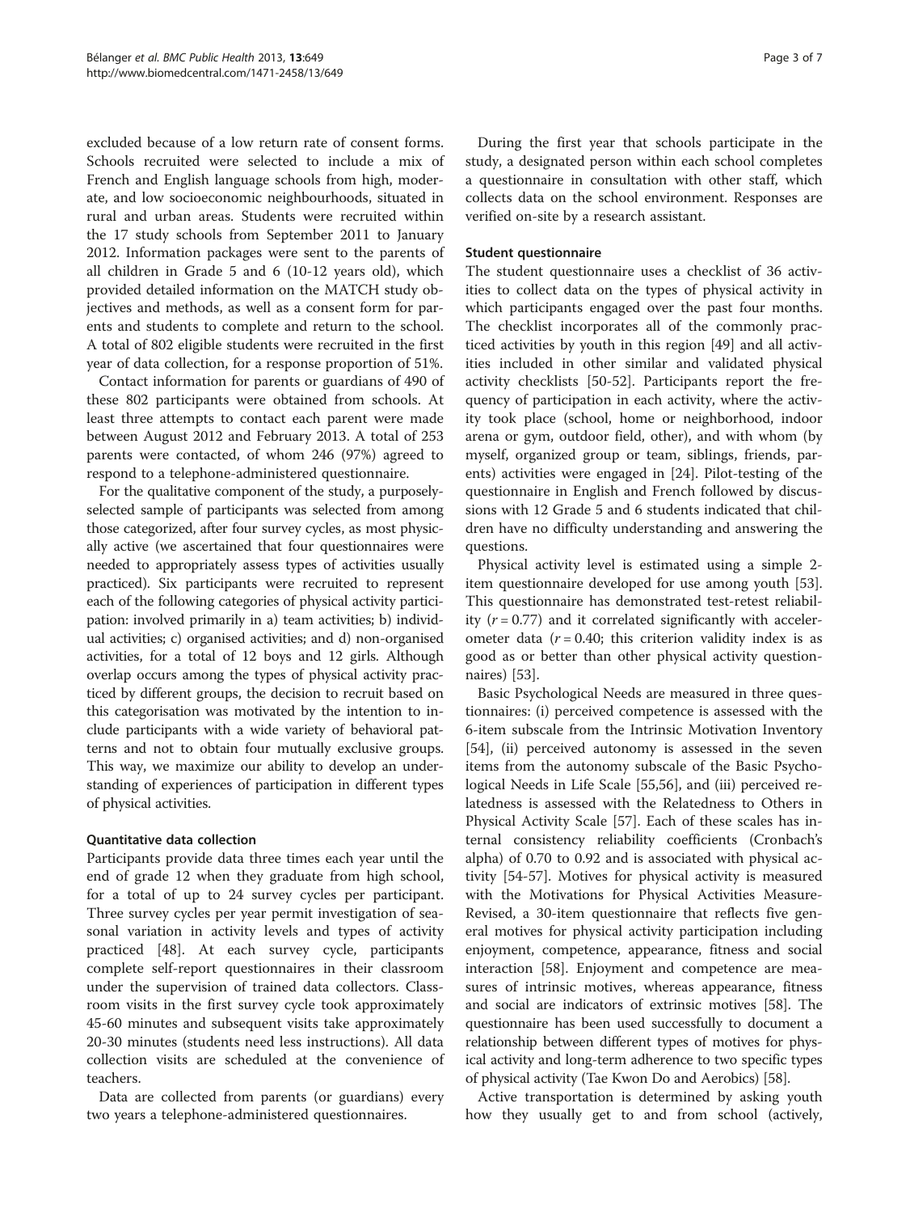excluded because of a low return rate of consent forms. Schools recruited were selected to include a mix of French and English language schools from high, moderate, and low socioeconomic neighbourhoods, situated in rural and urban areas. Students were recruited within the 17 study schools from September 2011 to January 2012. Information packages were sent to the parents of all children in Grade 5 and 6 (10-12 years old), which provided detailed information on the MATCH study objectives and methods, as well as a consent form for parents and students to complete and return to the school. A total of 802 eligible students were recruited in the first year of data collection, for a response proportion of 51%.

Contact information for parents or guardians of 490 of these 802 participants were obtained from schools. At least three attempts to contact each parent were made between August 2012 and February 2013. A total of 253 parents were contacted, of whom 246 (97%) agreed to respond to a telephone-administered questionnaire.

For the qualitative component of the study, a purposely-selected sample of participants was selected from among those categorized, after four survey cycles, as most physically active (we ascertained that four questionnaires were needed to appropriately assess types of activities usually practiced). Six participants were recruited to represent each of the following categories of physical activity participation: involved primarily in a) team activities; b) individual activities; c) organised activities; and d) non-organised activities, for a total of 12 boys and 12 girls. Although overlap occurs among the types of physical activity practiced by different groups, the decision to recruit based on this categorisation was motivated by the intention to include participants with a wide variety of behavioral patterns and not to obtain four mutually exclusive groups. This way, we maximize our ability to develop an understanding of experiences of participation in different types of physical activities.

### Quantitative data collection

Participants provide data three times each year until the end of grade 12 when they graduate from high school, for a total of up to 24 survey cycles per participant. Three survey cycles per year permit investigation of seasonal variation in activity levels and types of activity practiced [48]. At each survey cycle, participants complete self-report questionnaires in their classroom under the supervision of trained data collectors. Classroom visits in the first survey cycle took approximately 45-60 minutes and subsequent visits take approximately 20-30 minutes (students need less instructions). All data collection visits are scheduled at the convenience of teachers.

Data are collected from parents (or guardians) every two years a telephone-administered questionnaires.

During the first year that schools participate in the study, a designated person within each school completes a questionnaire in consultation with other staff, which collects data on the school environment. Responses are verified on-site by a research assistant.

### Student questionnaire

The student questionnaire uses a checklist of 36 activities to collect data on the types of physical activity in which participants engaged over the past four months. The checklist incorporates all of the commonly practiced activities by youth in this region [49] and all activities included in other similar and validated physical activity checklists [50-52]. Participants report the frequency of participation in each activity, where the activity took place (school, home or neighborhood, indoor arena or gym, outdoor field, other), and with whom (by myself, organized group or team, siblings, friends, parents) activities were engaged in [24]. Pilot-testing of the questionnaire in English and French followed by discussions with 12 Grade 5 and 6 students indicated that children have no difficulty understanding and answering the questions.

Physical activity level is estimated using a simple 2-item questionnaire developed for use among youth [53]. This questionnaire has demonstrated test-retest reliability ($r = 0.77$) and it correlated significantly with accelerometer data ($r = 0.40$; this criterion validity index is as good as or better than other physical activity questionnaires) [53].

Basic Psychological Needs are measured in three questionnaires: (i) perceived competence is assessed with the 6-item subscale from the Intrinsic Motivation Inventory [54], (ii) perceived autonomy is assessed in the seven items from the autonomy subscale of the Basic Psychological Needs in Life Scale [55,56], and (iii) perceived relatedness is assessed with the Relatedness to Others in Physical Activity Scale [57]. Each of these scales has internal consistency reliability coefficients (Cronbach's alpha) of 0.70 to 0.92 and is associated with physical activity [54-57]. Motives for physical activity is measured with the Motivations for Physical Activities Measure-Revised, a 30-item questionnaire that reflects five general motives for physical activity participation including enjoyment, competence, appearance, fitness and social interaction [58]. Enjoyment and competence are measures of intrinsic motives, whereas appearance, fitness and social are indicators of extrinsic motives [58]. The questionnaire has been used successfully to document a relationship between different types of motives for physical activity and long-term adherence to two specific types of physical activity (Tae Kwon Do and Aerobics) [58].

Active transportation is determined by asking youth how they usually get to and from school (actively,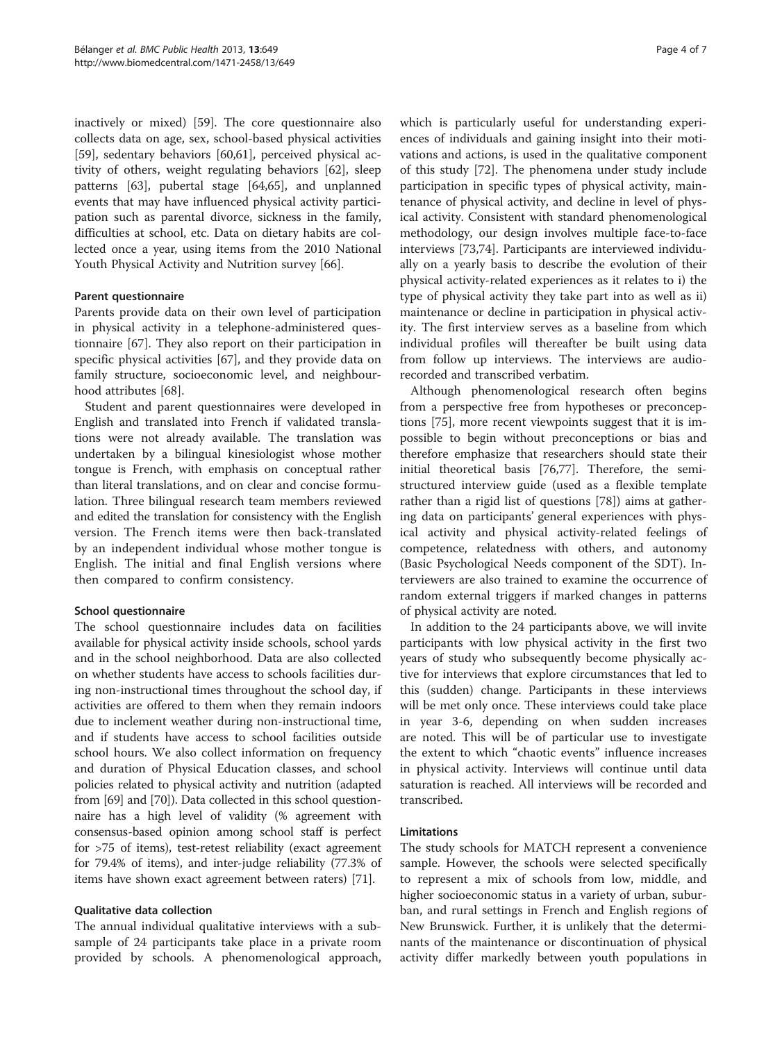inactively or mixed) [59]. The core questionnaire also collects data on age, sex, school-based physical activities [59], sedentary behaviors [60,61], perceived physical activity of others, weight regulating behaviors [62], sleep patterns [63], pubertal stage [64,65], and unplanned events that may have influenced physical activity participation such as parental divorce, sickness in the family, difficulties at school, etc. Data on dietary habits are collected once a year, using items from the 2010 National Youth Physical Activity and Nutrition survey [66].

#### Parent questionnaire

Parents provide data on their own level of participation in physical activity in a telephone-administered questionnaire [67]. They also report on their participation in specific physical activities [67], and they provide data on family structure, socioeconomic level, and neighbourhood attributes [68].

Student and parent questionnaires were developed in English and translated into French if validated translations were not already available. The translation was undertaken by a bilingual kinesiologist whose mother tongue is French, with emphasis on conceptual rather than literal translations, and on clear and concise formulation. Three bilingual research team members reviewed and edited the translation for consistency with the English version. The French items were then back-translated by an independent individual whose mother tongue is English. The initial and final English versions where then compared to confirm consistency.

#### School questionnaire

The school questionnaire includes data on facilities available for physical activity inside schools, school yards and in the school neighborhood. Data are also collected on whether students have access to schools facilities during non-instructional times throughout the school day, if activities are offered to them when they remain indoors due to inclement weather during non-instructional time, and if students have access to school facilities outside school hours. We also collect information on frequency and duration of Physical Education classes, and school policies related to physical activity and nutrition (adapted from [69] and [70]). Data collected in this school questionnaire has a high level of validity (% agreement with consensus-based opinion among school staff is perfect for >75 of items), test-retest reliability (exact agreement for 79.4% of items), and inter-judge reliability (77.3% of items have shown exact agreement between raters) [71].

#### Qualitative data collection

The annual individual qualitative interviews with a subsample of 24 participants take place in a private room provided by schools. A phenomenological approach, which is particularly useful for understanding experiences of individuals and gaining insight into their motivations and actions, is used in the qualitative component of this study [72]. The phenomena under study include participation in specific types of physical activity, maintenance of physical activity, and decline in level of physical activity. Consistent with standard phenomenological methodology, our design involves multiple face-to-face interviews [73,74]. Participants are interviewed individually on a yearly basis to describe the evolution of their physical activity-related experiences as it relates to i) the type of physical activity they take part into as well as ii) maintenance or decline in participation in physical activity. The first interview serves as a baseline from which individual profiles will thereafter be built using data from follow up interviews. The interviews are audio-recorded and transcribed verbatim.

Although phenomenological research often begins from a perspective free from hypotheses or preconceptions [75], more recent viewpoints suggest that it is impossible to begin without preconceptions or bias and therefore emphasize that researchers should state their initial theoretical basis [76,77]. Therefore, the semi-structured interview guide (used as a flexible template rather than a rigid list of questions [78]) aims at gathering data on participants' general experiences with physical activity and physical activity-related feelings of competence, relatedness with others, and autonomy (Basic Psychological Needs component of the SDT). Interviewers are also trained to examine the occurrence of random external triggers if marked changes in patterns of physical activity are noted.

In addition to the 24 participants above, we will invite participants with low physical activity in the first two years of study who subsequently become physically active for interviews that explore circumstances that led to this (sudden) change. Participants in these interviews will be met only once. These interviews could take place in year 3-6, depending on when sudden increases are noted. This will be of particular use to investigate the extent to which "chaotic events" influence increases in physical activity. Interviews will continue until data saturation is reached. All interviews will be recorded and transcribed.

### Limitations

The study schools for MATCH represent a convenience sample. However, the schools were selected specifically to represent a mix of schools from low, middle, and higher socioeconomic status in a variety of urban, suburban, and rural settings in French and English regions of New Brunswick. Further, it is unlikely that the determinants of the maintenance or discontinuation of physical activity differ markedly between youth populations in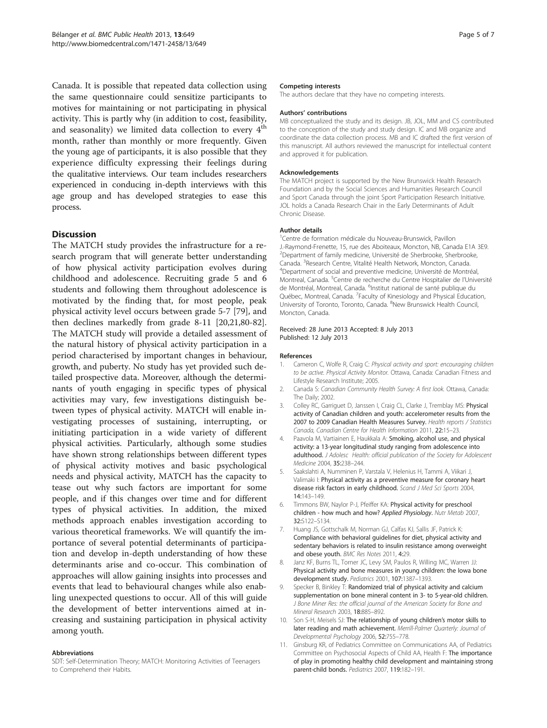Canada. It is possible that repeated data collection using the same questionnaire could sensitize participants to motives for maintaining or not participating in physical activity. This is partly why (in addition to cost, feasibility, and seasonality) we limited data collection to every 4th month, rather than monthly or more frequently. Given the young age of participants, it is also possible that they experience difficulty expressing their feelings during the qualitative interviews. Our team includes researchers experienced in conducing in-depth interviews with this age group and has developed strategies to ease this process.

## Discussion

The MATCH study provides the infrastructure for a research program that will generate better understanding of how physical activity participation evolves during childhood and adolescence. Recruiting grade 5 and 6 students and following them throughout adolescence is motivated by the finding that, for most people, peak physical activity level occurs between grade 5-7 [79], and then declines markedly from grade 8-11 [20,21,80-82]. The MATCH study will provide a detailed assessment of the natural history of physical activity participation in a period characterised by important changes in behaviour, growth, and puberty. No study has yet provided such detailed prospective data. Moreover, although the determinants of youth engaging in specific types of physical activities may vary, few investigations distinguish between types of physical activity. MATCH will enable investigating processes of sustaining, interrupting, or initiating participation in a wide variety of different physical activities. Particularly, although some studies have shown strong relationships between different types of physical activity motives and basic psychological needs and physical activity, MATCH has the capacity to tease out why such factors are important for some people, and if this changes over time and for different types of physical activities. In addition, the mixed methods approach enables investigation according to various theoretical frameworks. We will quantify the importance of several potential determinants of participation and develop in-depth understanding of how these determinants arise and co-occur. This combination of approaches will allow gaining insights into processes and events that lead to behavioural changes while also enabling unexpected questions to occur. All of this will guide the development of better interventions aimed at increasing and sustaining participation in physical activity among youth.

#### Abbreviations

SDT: Self-Determination Theory; MATCH: Monitoring Activities of Teenagers to Comprehend their Habits.

#### Competing interests

The authors declare that they have no competing interests.

#### Authors' contributions

MB conceptualized the study and its design. JB, JOL, MM and CS contributed to the conception of the study and study design. IC and MB organize and coordinate the data collection process. MB and IC drafted the first version of this manuscript. All authors reviewed the manuscript for intellectual content and approved it for publication.

#### Acknowledgements

The MATCH project is supported by the New Brunswick Health Research Foundation and by the Social Sciences and Humanities Research Council and Sport Canada through the joint Sport Participation Research Initiative. JOL holds a Canada Research Chair in the Early Determinants of Adult Chronic Disease.

#### Author details

[1]Centre de formation médicale du Nouveau-Brunswick, Pavillon J.-Raymond-Frenette, 15, rue des Aboiteaux, Moncton, NB, Canada E1A 3E9. [2]Department of family medicine, Université de Sherbrooke, Sherbrooke, Canada. [3]Research Centre, Vitalité Health Network, Moncton, Canada. [4]Department of social and preventive medicine, Université de Montréal, Montreal, Canada. [5]Centre de recherche du Centre Hospitalier de l'Université de Montréal, Montreal, Canada. [6]Institut national de santé publique du Québec, Montreal, Canada. [7]Faculty of Kinesiology and Physical Education, University of Toronto, Toronto, Canada. [8]New Brunswick Health Council, Moncton, Canada.

Received: 28 June 2013 Accepted: 8 July 2013
Published: 12 July 2013

#### References

1. Cameron C, Wolfe R, Craig C: *Physical activity and sport: encouraging children to be active. Physical Activity Monitor.* Ottawa, Canada: Canadian Fitness and Lifestyle Research Institute; 2005.
2. Canada S: *Canadian Community Health Survey: A first look.* Ottawa, Canada: The Daily; 2002.
3. Colley RC, Garriguet D, Janssen I, Craig CL, Clarke J, Tremblay MS: **Physical activity of Canadian children and youth: accelerometer results from the 2007 to 2009 Canadian Health Measures Survey.** *Health reports / Statistics Canada, Canadian Centre for Health Information* 2011, **22:**15–23.
4. Paavola M, Vartiainen E, Haukkala A: **Smoking, alcohol use, and physical activity: a 13-year longitudinal study ranging from adolescence into adulthood.** *J Adolesc Health: official publication of the Society for Adolescent Medicine* 2004, **35:**238–244.
5. Saakslahti A, Numminen P, Varstala V, Helenius H, Tammi A, Viikari J, Valimaki I: **Physical activity as a preventive measure for coronary heart disease risk factors in early childhood.** *Scand J Med Sci Sports* 2004, **14:**143–149.
6. Timmons BW, Naylor P-J, Pfeiffer KA: **Physical activity for preschool children - how much and how?** *Applied Physiology. Nutr Metab* 2007, **32:**S122–S134.
7. Huang JS, Gottschalk M, Norman GJ, Calfas KJ, Sallis JF, Patrick K: **Compliance with behavioral guidelines for diet, physical activity and sedentary behaviors is related to insulin resistance among overweight and obese youth.** *BMC Res Notes* 2011, **4:**29.
8. Janz KF, Burns TL, Torner JC, Levy SM, Paulos R, Willing MC, Warren JJ: **Physical activity and bone measures in young children: the Iowa bone development study.** *Pediatrics* 2001, **107:**1387–1393.
9. Specker B, Binkley T: **Randomized trial of physical activity and calcium supplementation on bone mineral content in 3- to 5-year-old children.** *J Bone Miner Res: the official journal of the American Society for Bone and Mineral Research* 2003, **18:**885–892.
10. Son S-H, Meisels SJ: **The relationship of young children's motor skills to later reading and math achievement.** *Merrill-Palmer Quarterly: Journal of Developmental Psychology* 2006, **52:**755–778.
11. Ginsburg KR, of Pediatrics Committee on Communications AA, of Pediatrics Committee on Psychosocial Aspects of Child AA, Health F: **The importance of play in promoting healthy child development and maintaining strong parent-child bonds.** *Pediatrics* 2007, **119:**182–191.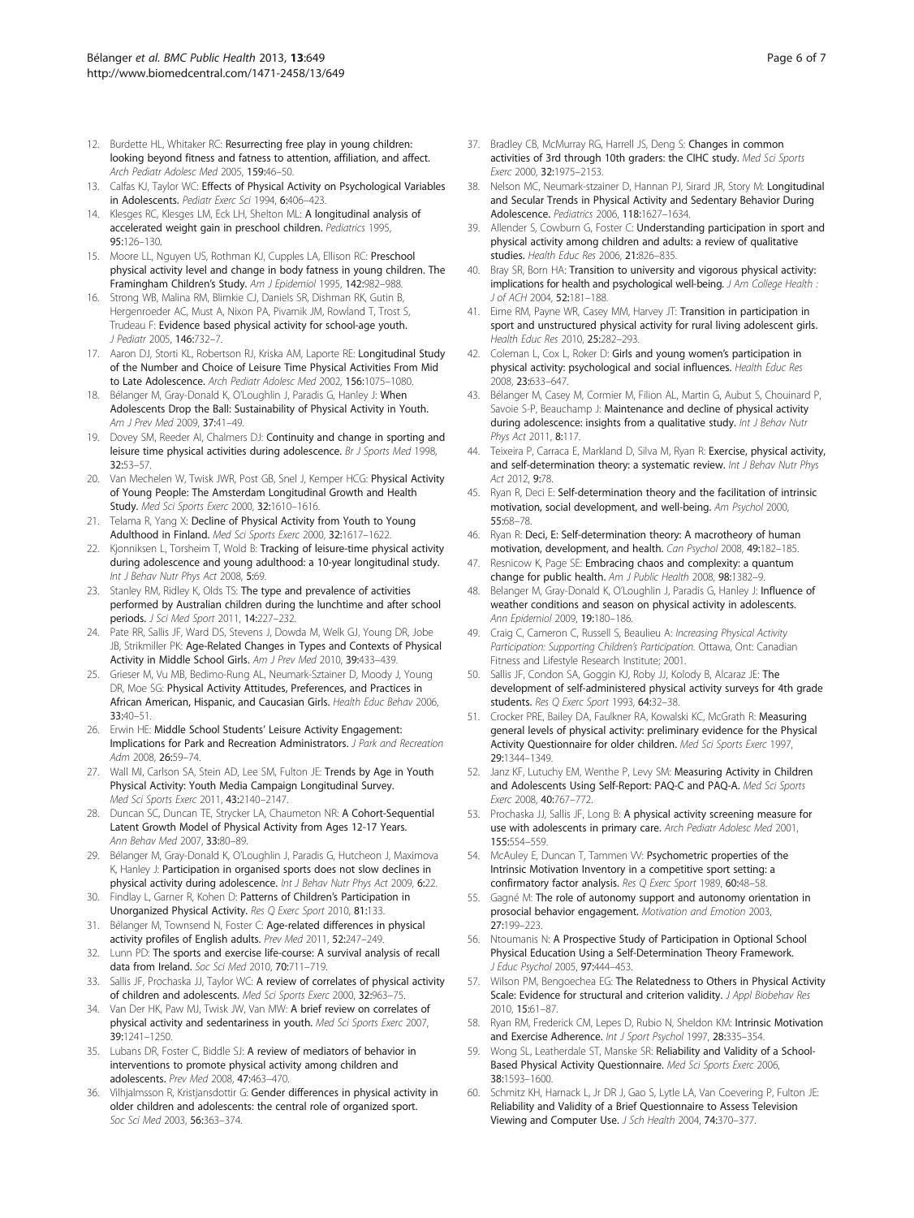12. Burdette HL, Whitaker RC: Resurrecting free play in young children: looking beyond fitness and fatness to attention, affiliation, and affect. *Arch Pediatr Adolesc Med* 2005, 159:46–50.
13. Calfas KJ, Taylor WC: Effects of Physical Activity on Psychological Variables in Adolescents. *Pediatr Exerc Sci* 1994, 6:406–423.
14. Klesges RC, Klesges LM, Eck LH, Shelton ML: A longitudinal analysis of accelerated weight gain in preschool children. *Pediatrics* 1995, 95:126–130.
15. Moore LL, Nguyen US, Rothman KJ, Cupples LA, Ellison RC: Preschool physical activity level and change in body fatness in young children. The Framingham Children's Study. *Am J Epidemiol* 1995, 142:982–988.
16. Strong WB, Malina RM, Blimkie CJ, Daniels SR, Dishman RK, Gutin B, Hergenroeder AC, Must A, Nixon PA, Pivarnik JM, Rowland T, Trost S, Trudeau F: Evidence based physical activity for school-age youth. *J Pediatr* 2005, 146:732–7.
17. Aaron DJ, Storti KL, Robertson RJ, Kriska AM, Laporte RE: Longitudinal Study of the Number and Choice of Leisure Time Physical Activities From Mid to Late Adolescence. *Arch Pediatr Adolesc Med* 2002, 156:1075–1080.
18. Bélanger M, Gray-Donald K, O'Loughlin J, Paradis G, Hanley J: When Adolescents Drop the Ball: Sustainability of Physical Activity in Youth. *Am J Prev Med* 2009, 37:41–49.
19. Dovey SM, Reeder AI, Chalmers DJ: Continuity and change in sporting and leisure time physical activities during adolescence. *Br J Sports Med* 1998, 32:53–57.
20. Van Mechelen W, Twisk JWR, Post GB, Snel J, Kemper HCG: Physical Activity of Young People: The Amsterdam Longitudinal Growth and Health Study. *Med Sci Sports Exerc* 2000, 32:1610–1616.
21. Telama R, Yang X: Decline of Physical Activity from Youth to Young Adulthood in Finland. *Med Sci Sports Exerc* 2000, 32:1617–1622.
22. Kjonniksen L, Torsheim T, Wold B: Tracking of leisure-time physical activity during adolescence and young adulthood: a 10-year longitudinal study. *Int J Behav Nutr Phys Act* 2008, 5:69.
23. Stanley RM, Ridley K, Olds TS: The type and prevalence of activities performed by Australian children during the lunchtime and after school periods. *J Sci Med Sport* 2011, 14:227–232.
24. Pate RR, Sallis JF, Ward DS, Stevens J, Dowda M, Welk GJ, Young DR, Jobe JB, Strikmiller PK: Age-Related Changes in Types and Contexts of Physical Activity in Middle School Girls. *Am J Prev Med* 2010, 39:433–439.
25. Grieser M, Vu MB, Bedimo-Rung AL, Neumark-Sztainer D, Moody J, Young DR, Moe SG: Physical Activity Attitudes, Preferences, and Practices in African American, Hispanic, and Caucasian Girls. *Health Educ Behav* 2006, 33:40–51.
26. Erwin HE: Middle School Students' Leisure Activity Engagement: Implications for Park and Recreation Administrators. *J Park and Recreation Adm* 2008, 26:59–74.
27. Wall MI, Carlson SA, Stein AD, Lee SM, Fulton JE: Trends by Age in Youth Physical Activity: Youth Media Campaign Longitudinal Survey. *Med Sci Sports Exerc* 2011, 43:2140–2147.
28. Duncan SC, Duncan TE, Strycker LA, Chaumeton NR: A Cohort-Sequential Latent Growth Model of Physical Activity from Ages 12-17 Years. *Ann Behav Med* 2007, 33:80–89.
29. Bélanger M, Gray-Donald K, O'Loughlin J, Paradis G, Hutcheon J, Maximova K, Hanley J: Participation in organised sports does not slow declines in physical activity during adolescence. *Int J Behav Nutr Phys Act* 2009, 6:22.
30. Findlay L, Garner R, Kohen D: Patterns of Children's Participation in Unorganized Physical Activity. *Res Q Exerc Sport* 2010, 81:133.
31. Bélanger M, Townsend N, Foster C: Age-related differences in physical activity profiles of English adults. *Prev Med* 2011, 52:247–249.
32. Lunn PD: The sports and exercise life-course: A survival analysis of recall data from Ireland. *Soc Sci Med* 2010, 70:711–719.
33. Sallis JF, Prochaska JJ, Taylor WC: A review of correlates of physical activity of children and adolescents. *Med Sci Sports Exerc* 2000, 32:963–75.
34. Van Der HK, Paw MJ, Twisk JW, Van MW: A brief review on correlates of physical activity and sedentariness in youth. *Med Sci Sports Exerc* 2007, 39:1241–1250.
35. Lubans DR, Foster C, Biddle SJ: A review of mediators of behavior in interventions to promote physical activity among children and adolescents. *Prev Med* 2008, 47:463–470.
36. Vilhjalmsson R, Kristjansdottir G: Gender differences in physical activity in older children and adolescents: the central role of organized sport. *Soc Sci Med* 2003, 56:363–374.
37. Bradley CB, McMurray RG, Harrell JS, Deng S: Changes in common activities of 3rd through 10th graders: the CIHC study. *Med Sci Sports Exerc* 2000, 32:1975–2153.
38. Nelson MC, Neumark-stzainer D, Hannan PJ, Sirard JR, Story M: Longitudinal and Secular Trends in Physical Activity and Sedentary Behavior During Adolescence. *Pediatrics* 2006, 118:1627–1634.
39. Allender S, Cowburn G, Foster C: Understanding participation in sport and physical activity among children and adults: a review of qualitative studies. *Health Educ Res* 2006, 21:826–835.
40. Bray SR, Born HA: Transition to university and vigorous physical activity: implications for health and psychological well-being. *J Am College Health : J of ACH* 2004, 52:181–188.
41. Eime RM, Payne WR, Casey MM, Harvey JT: Transition in participation in sport and unstructured physical activity for rural living adolescent girls. *Health Educ Res* 2010, 25:282–293.
42. Coleman L, Cox L, Roker D: Girls and young women's participation in physical activity: psychological and social influences. *Health Educ Res* 2008, 23:633–647.
43. Bélanger M, Casey M, Cormier M, Filion AL, Martin G, Aubut S, Chouinard P, Savoie S-P, Beauchamp J: Maintenance and decline of physical activity during adolescence: insights from a qualitative study. *Int J Behav Nutr Phys Act* 2011, 8:117.
44. Teixeira P, Carraca E, Markland D, Silva M, Ryan R: Exercise, physical activity, and self-determination theory: a systematic review. *Int J Behav Nutr Phys Act* 2012, 9:78.
45. Ryan R, Deci E: Self-determination theory and the facilitation of intrinsic motivation, social development, and well-being. *Am Psychol* 2000, 55:68–78.
46. Ryan R: Deci, E: Self-determination theory: A macrotheory of human motivation, development, and health. *Can Psychol* 2008, 49:182–185.
47. Resnicow K, Page SE: Embracing chaos and complexity: a quantum change for public health. *Am J Public Health* 2008, 98:1382–9.
48. Belanger M, Gray-Donald K, O'Loughlin J, Paradis G, Hanley J: Influence of weather conditions and season on physical activity in adolescents. *Ann Epidemiol* 2009, 19:180–186.
49. Craig C, Cameron C, Russell S, Beaulieu A: *Increasing Physical Activity Participation: Supporting Children's Participation.* Ottawa, Ont: Canadian Fitness and Lifestyle Research Institute; 2001.
50. Sallis JF, Condon SA, Goggin KJ, Roby JJ, Kolody B, Alcaraz JE: The development of self-administered physical activity surveys for 4th grade students. *Res Q Exerc Sport* 1993, 64:32–38.
51. Crocker PRE, Bailey DA, Faulkner RA, Kowalski KC, McGrath R: Measuring general levels of physical activity: preliminary evidence for the Physical Activity Questionnaire for older children. *Med Sci Sports Exerc* 1997, 29:1344–1349.
52. Janz KF, Lutuchy EM, Wenthe P, Levy SM: Measuring Activity in Children and Adolescents Using Self-Report: PAQ-C and PAQ-A. *Med Sci Sports Exerc* 2008, 40:767–772.
53. Prochaska JJ, Sallis JF, Long B: A physical activity screening measure for use with adolescents in primary care. *Arch Pediatr Adolesc Med* 2001, 155:554–559.
54. McAuley E, Duncan T, Tammen VV: Psychometric properties of the Intrinsic Motivation Inventory in a competitive sport setting: a confirmatory factor analysis. *Res Q Exerc Sport* 1989, 60:48–58.
55. Gagné M: The role of autonomy support and autonomy orientation in prosocial behavior engagement. *Motivation and Emotion* 2003, 27:199–223.
56. Ntoumanis N: A Prospective Study of Participation in Optional School Physical Education Using a Self-Determination Theory Framework. *J Educ Psychol* 2005, 97:444–453.
57. Wilson PM, Bengoechea EG: The Relatedness to Others in Physical Activity Scale: Evidence for structural and criterion validity. *J Appl Biobehav Res* 2010, 15:61–87.
58. Ryan RM, Frederick CM, Lepes D, Rubio N, Sheldon KM: Intrinsic Motivation and Exercise Adherence. *Int J Sport Psychol* 1997, 28:335–354.
59. Wong SL, Leatherdale ST, Manske SR: Reliability and Validity of a School-Based Physical Activity Questionnaire. *Med Sci Sports Exerc* 2006, 38:1593–1600.
60. Schmitz KH, Harnack L, Jr DR J, Gao S, Lytle LA, Van Coevering P, Fulton JE: Reliability and Validity of a Brief Questionnaire to Assess Television Viewing and Computer Use. *J Sch Health* 2004, 74:370–377.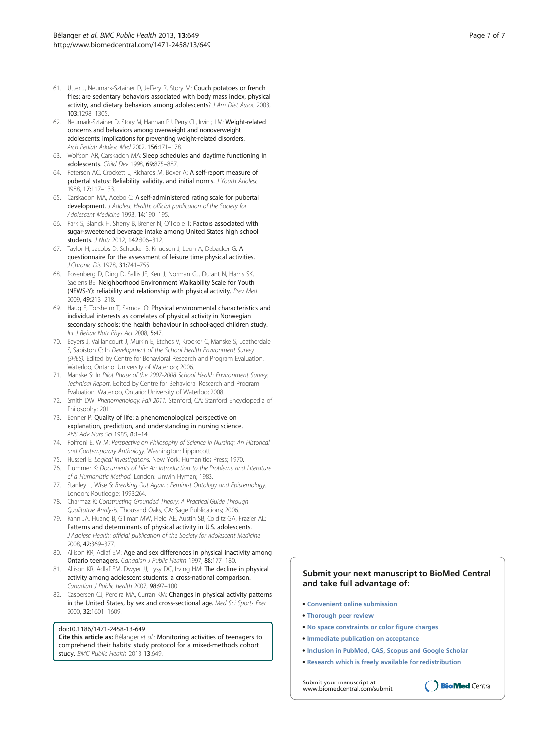61. Utter J, Neumark-Sztainer D, Jeffery R, Story M: **Couch potatoes or french fries: are sedentary behaviors associated with body mass index, physical activity, and dietary behaviors among adolescents?** *J Am Diet Assoc* 2003, **103:**1298–1305.
62. Neumark-Sztainer D, Story M, Hannan PJ, Perry CL, Irving LM: **Weight-related concerns and behaviors among overweight and nonoverweight adolescents: implications for preventing weight-related disorders.** *Arch Pediatr Adolesc Med* 2002, **156:**171–178.
63. Wolfson AR, Carskadon MA: **Sleep schedules and daytime functioning in adolescents.** *Child Dev* 1998, **69:**875–887.
64. Petersen AC, Crockett L, Richards M, Boxer A: **A self-report measure of pubertal status: Reliability, validity, and initial norms.** *J Youth Adolesc* 1988, **17:**117–133.
65. Carskadon MA, Acebo C: **A self-administered rating scale for pubertal development.** *J Adolesc Health: official publication of the Society for Adolescent Medicine* 1993, **14:**190–195.
66. Park S, Blanck H, Sherry B, Brener N, O'Toole T: **Factors associated with sugar-sweetened beverage intake among United States high school students.** *J Nutr* 2012, **142:**306–312.
67. Taylor H, Jacobs D, Schucker B, Knudsen J, Leon A, Debacker G: **A questionnaire for the assessment of leisure time physical activities.** *J Chronic Dis* 1978, **31:**741–755.
68. Rosenberg D, Ding D, Sallis JF, Kerr J, Norman GJ, Durant N, Harris SK, Saelens BE: **Neighborhood Environment Walkability Scale for Youth (NEWS-Y): reliability and relationship with physical activity.** *Prev Med* 2009, **49:**213–218.
69. Haug E, Torsheim T, Samdal O: **Physical environmental characteristics and individual interests as correlates of physical activity in Norwegian secondary schools: the health behaviour in school-aged children study.** *Int J Behav Nutr Phys Act* 2008, **5:**47.
70. Beyers J, Vaillancourt J, Murkin E, Etches V, Kroeker C, Manske S, Leatherdale S, Sabiston C: In *Development of the School Health Environment Survey (SHES).* Edited by Centre for Behavioral Research and Program Evaluation. Waterloo, Ontario: University of Waterloo; 2006.
71. Manske S: In *Pilot Phase of the 2007-2008 School Health Environment Survey: Technical Report.* Edited by Centre for Behavioral Research and Program Evaluation. Waterloo, Ontario: University of Waterloo; 2008.
72. Smith DW: *Phenomenology. Fall 2011.* Stanford, CA: Stanford Encyclopedia of Philosophy; 2011.
73. Benner P: **Quality of life: a phenomenological perspective on explanation, prediction, and understanding in nursing science.** *ANS Adv Nurs Sci* 1985, **8:**1–14.
74. Poifroni E, W M: *Perspective on Philosophy of Science in Nursing: An Historical and Contemporary Anthology.* Washington: Lippincott.
75. Husserl E: *Logical Investigations.* New York: Humanities Press; 1970.
76. Plummer K: *Documents of Life: An Introduction to the Problems and Literature of a Humanistic Method.* London: Unwin Hyman; 1983.
77. Stanley L, Wise S: *Breaking Out Again : Feminist Ontology and Epistemology.* London: Routledge; 1993:264.
78. Charmaz K: *Constructing Grounded Theory: A Practical Guide Through Qualitative Analysis.* Thousand Oaks, CA: Sage Publications; 2006.
79. Kahn JA, Huang B, Gillman MW, Field AE, Austin SB, Colditz GA, Frazier AL: **Patterns and determinants of physical activity in U.S. adolescents.** *J Adolesc Health: official publication of the Society for Adolescent Medicine* 2008, **42:**369–377.
80. Allison KR, Adlaf EM: **Age and sex differences in physical inactivity among Ontario teenagers.** *Canadian J Public Health* 1997, **88:**177–180.
81. Allison KR, Adlaf EM, Dwyer JJ, Lysy DC, Irving HM: **The decline in physical activity among adolescent students: a cross-national comparison.** *Canadian J Public health* 2007, **98:**97–100.
82. Caspersen CJ, Pereira MA, Curran KM: **Changes in physical activity patterns in the United States, by sex and cross-sectional age.** *Med Sci Sports Exer* 2000, **32:**1601–1609.

doi:10.1186/1471-2458-13-649
**Cite this article as:** Bélanger *et al.:* Monitoring activities of teenagers to comprehend their habits: study protocol for a mixed-methods cohort study. *BMC Public Health* 2013 **13**:649.

**Submit your next manuscript to BioMed Central and take full advantage of:**

- **Convenient online submission**
- **Thorough peer review**
- **No space constraints or color figure charges**
- **Immediate publication on acceptance**
- **Inclusion in PubMed, CAS, Scopus and Google Scholar**
- **Research which is freely available for redistribution**

Submit your manuscript at
www.biomedcentral.com/submit

BioMed Central